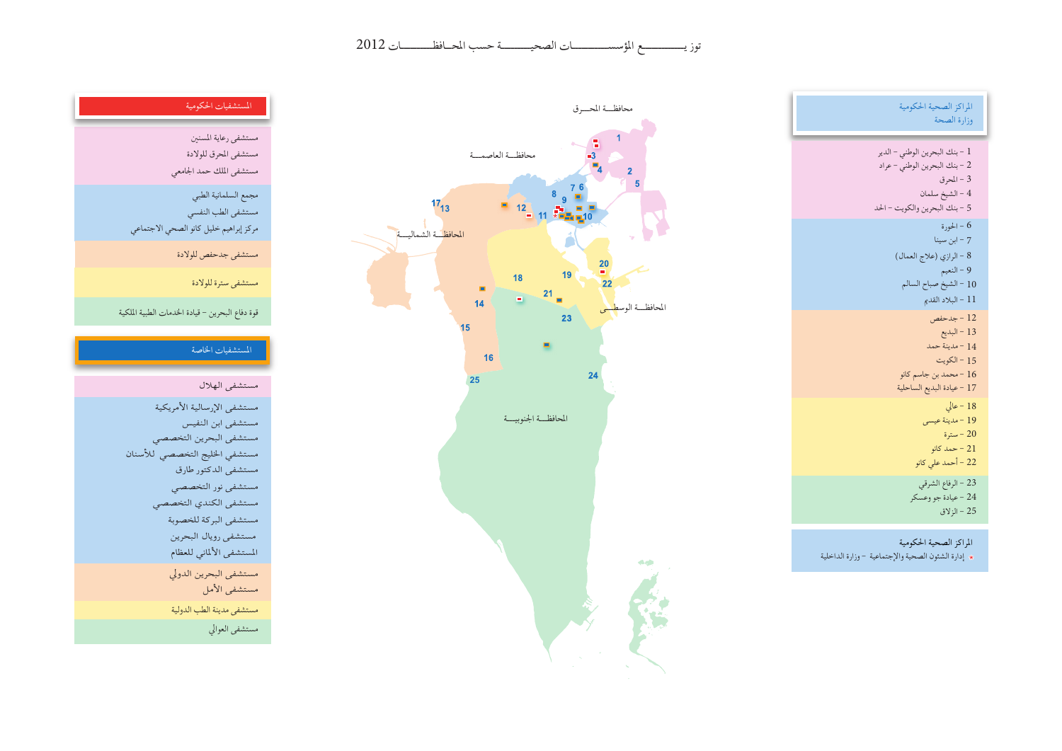# توزيع المؤسسات الصحية حسب المحافظات 2012

## المستشفيات الحكومية

- مستشفى رعاية المسنين
- مستشفى المحرق للولادة
- مستشفى الملك حمد الجامعي
- مجمع السلمانية الطبي
- مستشفى الطب النفسي
- مركز إبراهيم خليل كانو الصحي الاجتماعي
- مستشفى جدحفص للولادة
- مستشفى سترة للولادة
- قوة دفاع البحرين – قيادة الخدمات الطبية الملكية

## المستشفيات الخاصة

- مستشفى الهلال
- مستشفى الإرسالية الأمريكية
- مستشفى ابن النفيس
- مستشفى البحرين التخصصي
- مستشفى الخليج التخصصي للأسنان
- مستشفى الدكتور طارق
- مستشفى نور التخصصي
- مستشفى الكندي التخصصي
- مستشفى البركة للخصوبة
- مستشفى رويال البحرين
- المستشفى الألماني للعظام
- مستشفى البحرين الدولي
- مستشفى الأمل
- مستشفى مدينة الطب الدولية
- مستشفى العوالي

## المراكز الصحية الحكومية وزارة الصحة

1 – بنك البحرين الوطني – الدير
2 – بنك البحرين الوطني – عراد
3 – المحرق
4 – الشيخ سلمان
5 – بنك البحرين والكويت – الحد
6 – الحورة
7 – ابن سينا
8 – الرازي (علاج العمال)
9 – النعيم
10 – الشيخ صباح السالم
11 – البلاد القديم
12 – جدحفص
13 – البديع
14 – مدينة حمد
15 – الكويت
16 – محمد بن جاسم كانو
17 – عيادة البديع الساحلية
18 – عالي
19 – مدينة عيسى
20 – سترة
21 – حمد كانو
22 – أحمد علي كانو
23 – الرفاع الشرقي
24 – عيادة جو وعسكر
25 – الزلاق

## المراكز الصحية الحكومية

* إدارة الشئون الصحية والإجتماعية – وزارة الداخلية

محافظة المحرق

محافظة العاصمة

المحافظة الشمالية

المحافظة الوسطى

المحافظة الجنوبية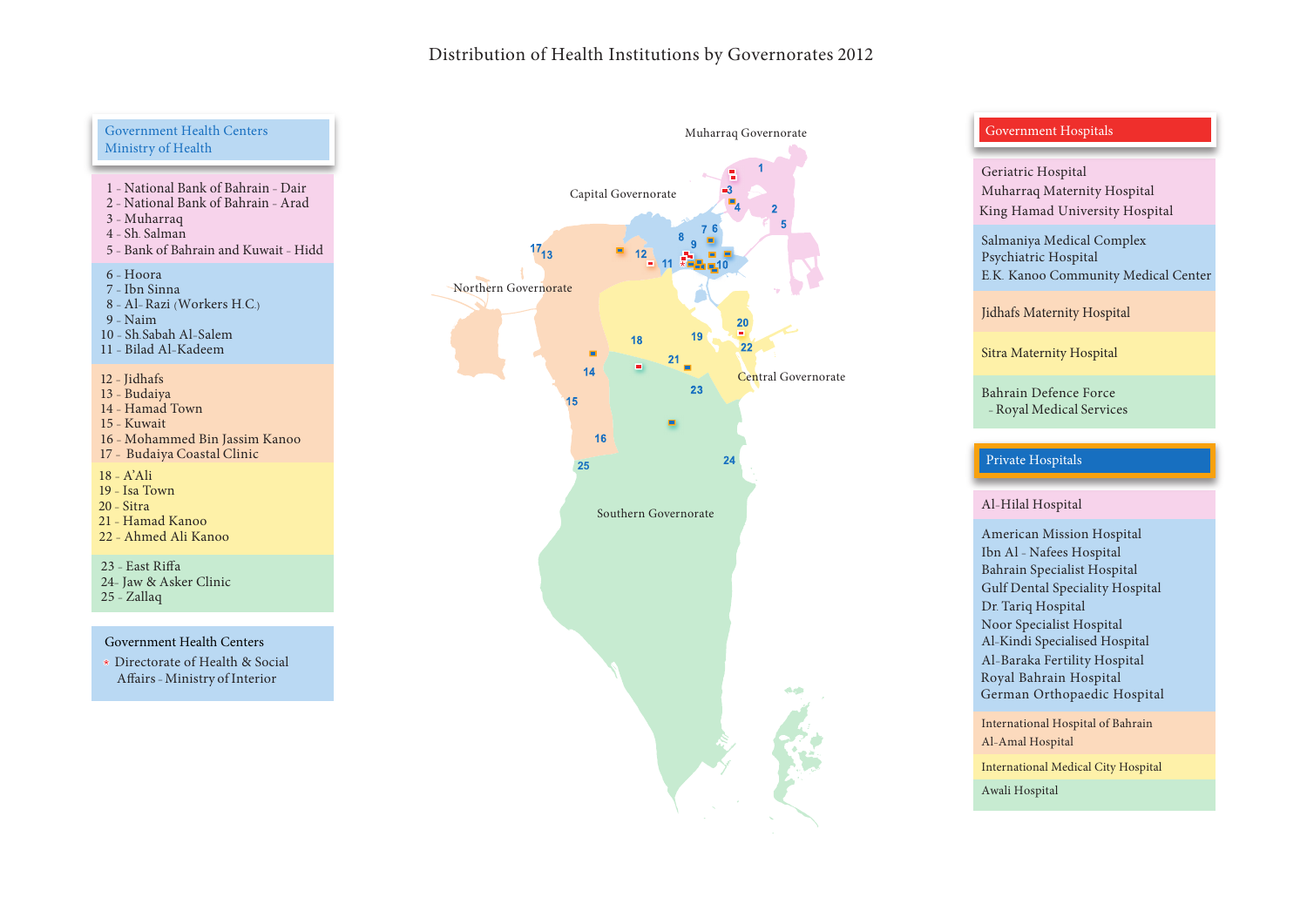# Distribution of Health Institutions by Governorates 2012

## Government Health Centers Ministry of Health

1 - National Bank of Bahrain - Dair
2 - National Bank of Bahrain - Arad
3 - Muharraq
4 - Sh. Salman
5 - Bank of Bahrain and Kuwait - Hidd

6 - Hoora
7 - Ibn Sinna
8 - Al- Razi (Workers H.C.)
9 - Naim
10 - Sh.Sabah Al-Salem
11 - Bilad Al-Kadeem

12 - Jidhafs
13 - Budaiya
14 - Hamad Town
15 - Kuwait
16 - Mohammed Bin Jassim Kanoo
17 - Budaiya Coastal Clinic

18 - A'Ali
19 - Isa Town
20 - Sitra
21 - Hamad Kanoo
22 - Ahmed Ali Kanoo

23 - East Riffa
24- Jaw & Asker Clinic
25 - Zallaq

## Government Health Centers

* Directorate of Health & Social Affairs - Ministry of Interior

Muharraq Governorate

Capital Governorate

Northern Governorate

Central Governorate

Southern Governorate

## Government Hospitals

Geriatric Hospital
Muharraq Maternity Hospital
King Hamad University Hospital

Salmaniya Medical Complex
Psychiatric Hospital
E.K. Kanoo Community Medical Center

Jidhafs Maternity Hospital

Sitra Maternity Hospital

Bahrain Defence Force
- Royal Medical Services

## Private Hospitals

Al-Hilal Hospital

American Mission Hospital
Ibn Al - Nafees Hospital
Bahrain Specialist Hospital
Gulf Dental Speciality Hospital
Dr. Tariq Hospital
Noor Specialist Hospital
Al-Kindi Specialised Hospital
Al-Baraka Fertility Hospital
Royal Bahrain Hospital
German Orthopaedic Hospital

International Hospital of Bahrain
Al-Amal Hospital

International Medical City Hospital

Awali Hospital